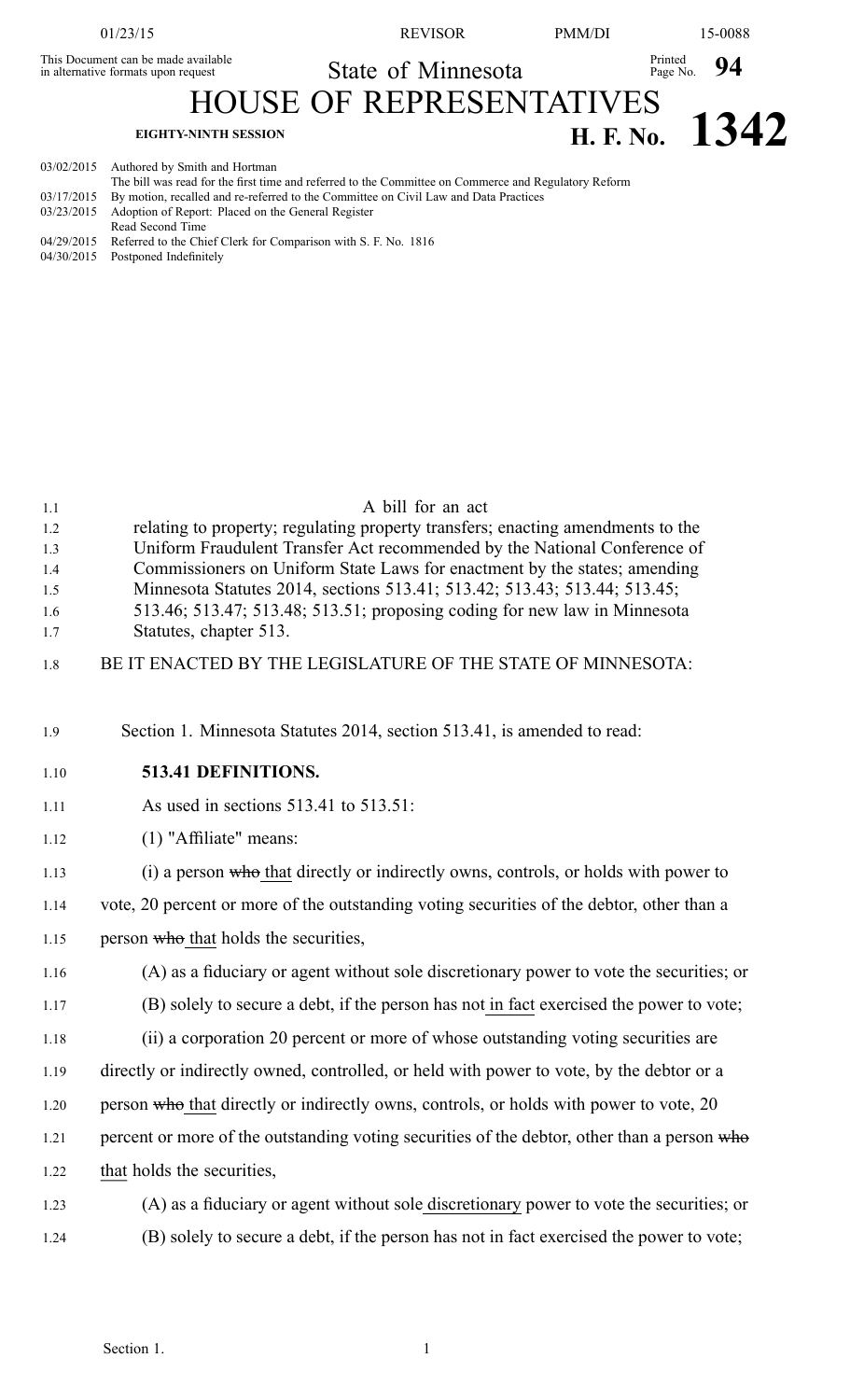This Document can be made available in alternative formats upon request

State of Minnesota

# HOUSE OF REPRESENTATIVES

**EIGHTY-NINTH SESSION**

**H. F. No. 1342**

03/02/2015 Authored by Smith and Hortman
The bill was read for the first time and referred to the Committee on Commerce and Regulatory Reform
03/17/2015 By motion, recalled and re-referred to the Committee on Civil Law and Data Practices
03/23/2015 Adoption of Report: Placed on the General Register
Read Second Time
04/29/2015 Referred to the Chief Clerk for Comparison with S. F. No. 1816
04/30/2015 Postponed Indefinitely

A bill for an act
relating to property; regulating property transfers; enacting amendments to the Uniform Fraudulent Transfer Act recommended by the National Conference of Commissioners on Uniform State Laws for enactment by the states; amending Minnesota Statutes 2014, sections 513.41; 513.42; 513.43; 513.44; 513.45; 513.46; 513.47; 513.48; 513.51; proposing coding for new law in Minnesota Statutes, chapter 513.

BE IT ENACTED BY THE LEGISLATURE OF THE STATE OF MINNESOTA:

Section 1. Minnesota Statutes 2014, section 513.41, is amended to read:

**513.41 DEFINITIONS.**

As used in sections 513.41 to 513.51:

(1) "Affiliate" means:

(i) a person ~~who~~ that directly or indirectly owns, controls, or holds with power to vote, 20 percent or more of the outstanding voting securities of the debtor, other than a person ~~who~~ that holds the securities,

(A) as a fiduciary or agent without sole discretionary power to vote the securities; or

(B) solely to secure a debt, if the person has not in fact exercised the power to vote;

(ii) a corporation 20 percent or more of whose outstanding voting securities are directly or indirectly owned, controlled, or held with power to vote, by the debtor or a person ~~who~~ that directly or indirectly owns, controls, or holds with power to vote, 20 percent or more of the outstanding voting securities of the debtor, other than a person ~~who~~ that holds the securities,

(A) as a fiduciary or agent without sole discretionary power to vote the securities; or

(B) solely to secure a debt, if the person has not in fact exercised the power to vote;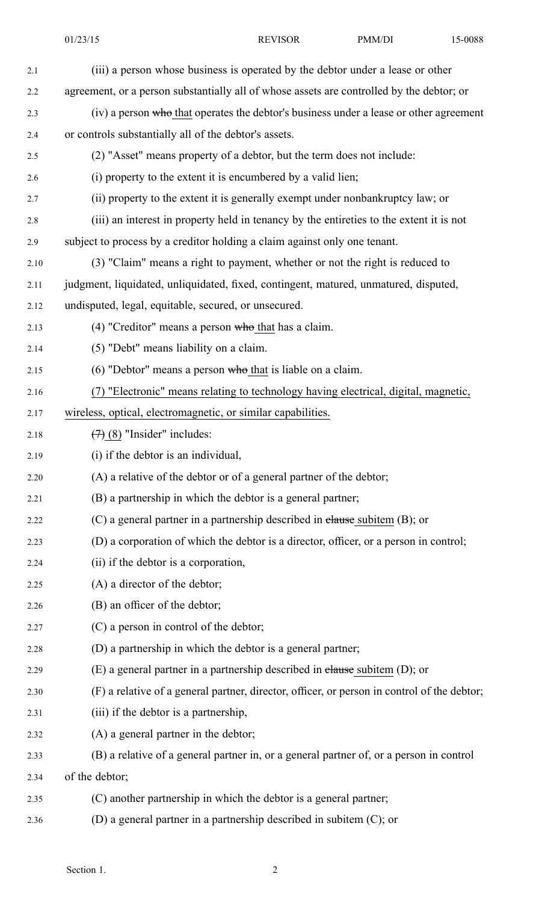(iii) a person whose business is operated by the debtor under a lease or other agreement, or a person substantially all of whose assets are controlled by the debtor; or

(iv) a person ~~who~~ that operates the debtor's business under a lease or other agreement or controls substantially all of the debtor's assets.

(2) "Asset" means property of a debtor, but the term does not include:

(i) property to the extent it is encumbered by a valid lien;

(ii) property to the extent it is generally exempt under nonbankruptcy law; or

(iii) an interest in property held in tenancy by the entireties to the extent it is not subject to process by a creditor holding a claim against only one tenant.

(3) "Claim" means a right to payment, whether or not the right is reduced to judgment, liquidated, unliquidated, fixed, contingent, matured, unmatured, disputed, undisputed, legal, equitable, secured, or unsecured.

(4) "Creditor" means a person ~~who~~ that has a claim.

(5) "Debt" means liability on a claim.

(6) "Debtor" means a person ~~who~~ that is liable on a claim.

(7) "Electronic" means relating to technology having electrical, digital, magnetic, wireless, optical, electromagnetic, or similar capabilities.

~~(7)~~ (8) "Insider" includes:

(i) if the debtor is an individual,

(A) a relative of the debtor or of a general partner of the debtor;

(B) a partnership in which the debtor is a general partner;

(C) a general partner in a partnership described in ~~clause~~ subitem (B); or

(D) a corporation of which the debtor is a director, officer, or a person in control;

(ii) if the debtor is a corporation,

(A) a director of the debtor;

(B) an officer of the debtor;

(C) a person in control of the debtor;

(D) a partnership in which the debtor is a general partner;

(E) a general partner in a partnership described in ~~clause~~ subitem (D); or

(F) a relative of a general partner, director, officer, or person in control of the debtor;

(iii) if the debtor is a partnership,

(A) a general partner in the debtor;

(B) a relative of a general partner in, or a general partner of, or a person in control of the debtor;

(C) another partnership in which the debtor is a general partner;

(D) a general partner in a partnership described in subitem (C); or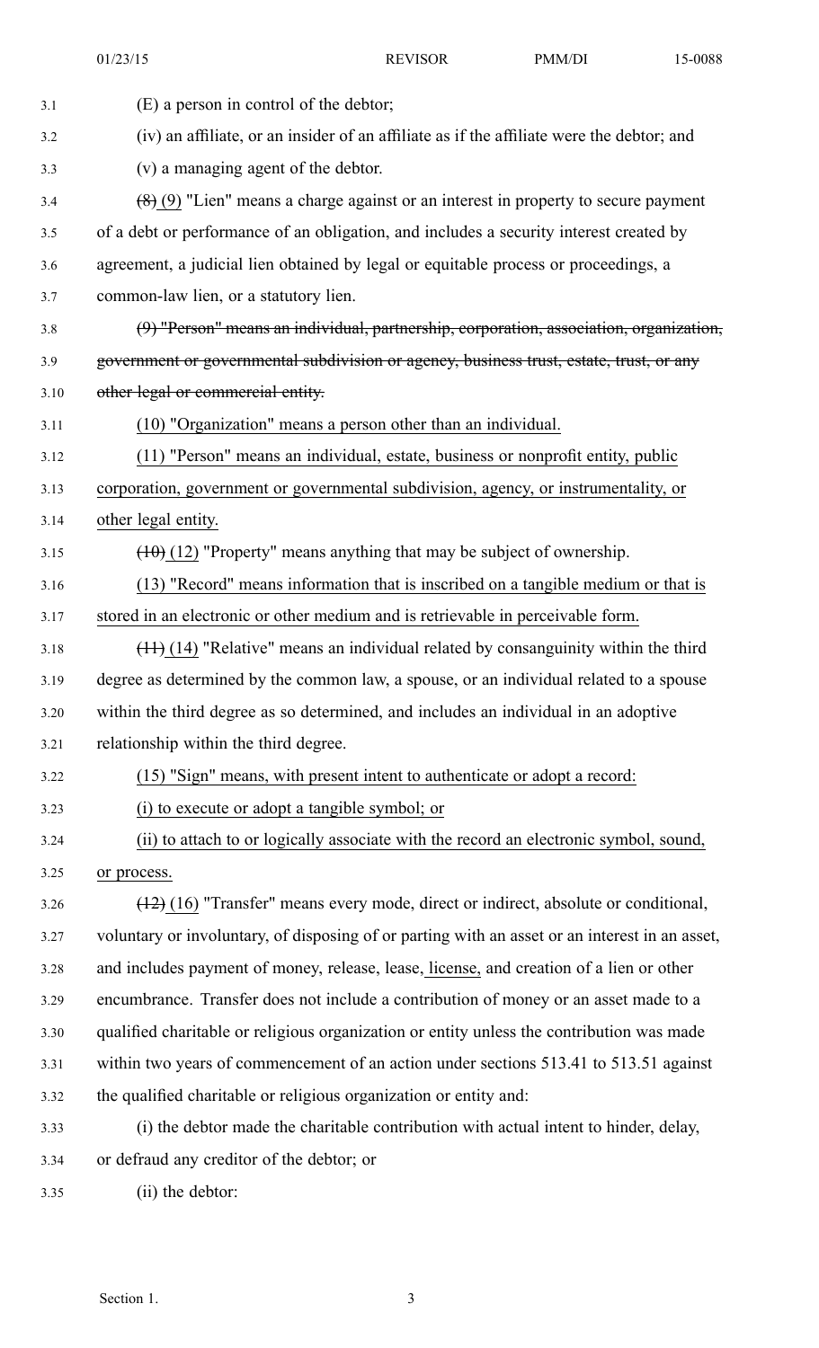3.1 (E) a person in control of the debtor;

3.2 (iv) an affiliate, or an insider of an affiliate as if the affiliate were the debtor; and

3.3 (v) a managing agent of the debtor.

3.4 ~~(8)~~ (9) "Lien" means a charge against or an interest in property to secure payment
3.5 of a debt or performance of an obligation, and includes a security interest created by
3.6 agreement, a judicial lien obtained by legal or equitable process or proceedings, a
3.7 common-law lien, or a statutory lien.

3.8 ~~(9) "Person" means an individual, partnership, corporation, association, organization,~~
3.9 ~~government or governmental subdivision or agency, business trust, estate, trust, or any~~
3.10 ~~other legal or commercial entity.~~

3.11 (10) "Organization" means a person other than an individual.

3.12 (11) "Person" means an individual, estate, business or nonprofit entity, public
3.13 corporation, government or governmental subdivision, agency, or instrumentality, or
3.14 other legal entity.

3.15 ~~(10)~~ (12) "Property" means anything that may be subject of ownership.

3.16 (13) "Record" means information that is inscribed on a tangible medium or that is
3.17 stored in an electronic or other medium and is retrievable in perceivable form.

3.18 ~~(11)~~ (14) "Relative" means an individual related by consanguinity within the third
3.19 degree as determined by the common law, a spouse, or an individual related to a spouse
3.20 within the third degree as so determined, and includes an individual in an adoptive
3.21 relationship within the third degree.

3.22 (15) "Sign" means, with present intent to authenticate or adopt a record:

3.23 (i) to execute or adopt a tangible symbol; or

3.24 (ii) to attach to or logically associate with the record an electronic symbol, sound,
3.25 or process.

3.26 ~~(12)~~ (16) "Transfer" means every mode, direct or indirect, absolute or conditional,
3.27 voluntary or involuntary, of disposing of or parting with an asset or an interest in an asset,
3.28 and includes payment of money, release, lease, license, and creation of a lien or other
3.29 encumbrance. Transfer does not include a contribution of money or an asset made to a
3.30 qualified charitable or religious organization or entity unless the contribution was made
3.31 within two years of commencement of an action under sections 513.41 to 513.51 against
3.32 the qualified charitable or religious organization or entity and:

3.33 (i) the debtor made the charitable contribution with actual intent to hinder, delay,
3.34 or defraud any creditor of the debtor; or

3.35 (ii) the debtor: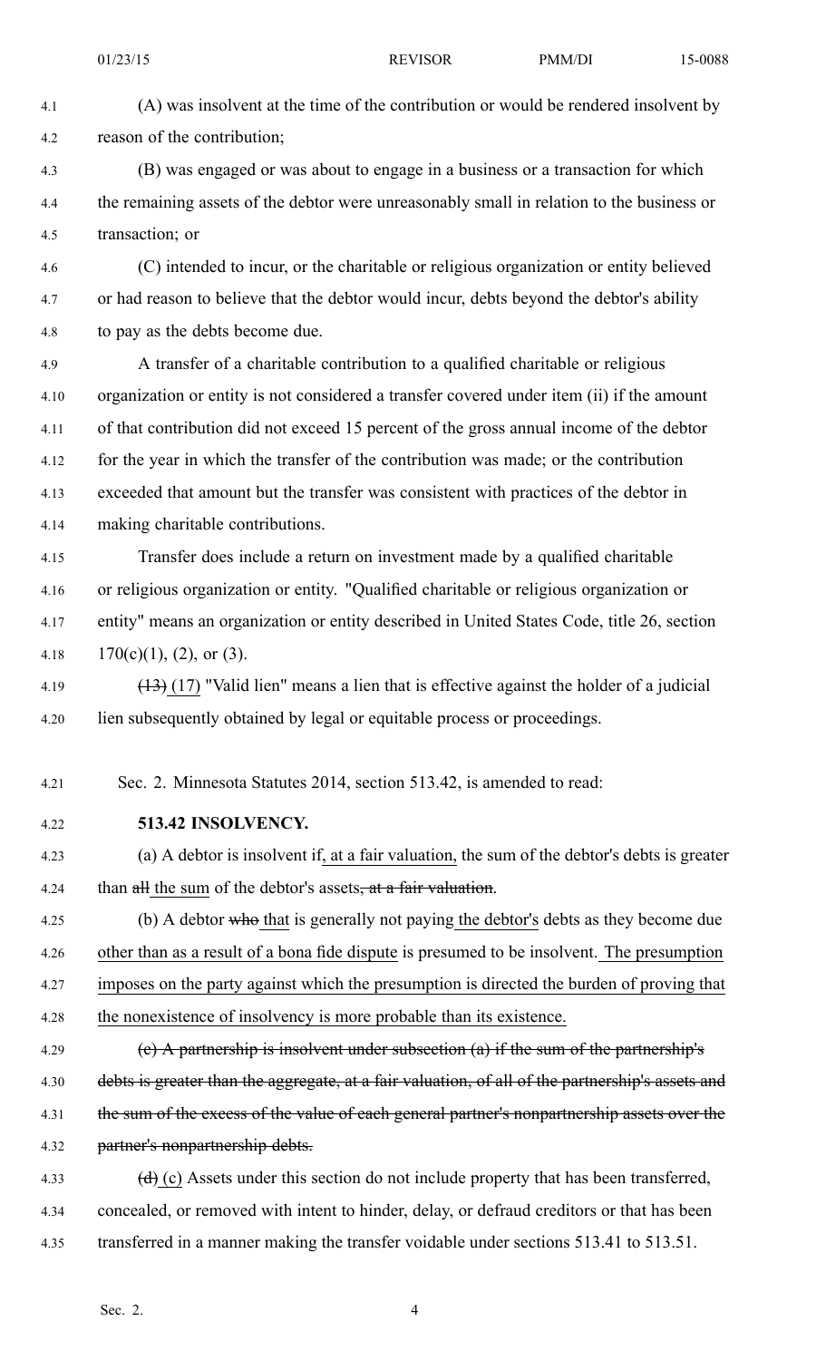(A) was insolvent at the time of the contribution or would be rendered insolvent by reason of the contribution;

(B) was engaged or was about to engage in a business or a transaction for which the remaining assets of the debtor were unreasonably small in relation to the business or transaction; or

(C) intended to incur, or the charitable or religious organization or entity believed or had reason to believe that the debtor would incur, debts beyond the debtor's ability to pay as the debts become due.

A transfer of a charitable contribution to a qualified charitable or religious organization or entity is not considered a transfer covered under item (ii) if the amount of that contribution did not exceed 15 percent of the gross annual income of the debtor for the year in which the transfer of the contribution was made; or the contribution exceeded that amount but the transfer was consistent with practices of the debtor in making charitable contributions.

Transfer does include a return on investment made by a qualified charitable or religious organization or entity. "Qualified charitable or religious organization or entity" means an organization or entity described in United States Code, title 26, section 170(c)(1), (2), or (3).

~~(13)~~ (17) "Valid lien" means a lien that is effective against the holder of a judicial lien subsequently obtained by legal or equitable process or proceedings.

Sec. 2. Minnesota Statutes 2014, section 513.42, is amended to read:

**513.42 INSOLVENCY.**

(a) A debtor is insolvent if, at a fair valuation, the sum of the debtor's debts is greater than ~~all~~ the sum of the debtor's assets~~, at a fair valuation~~.

(b) A debtor ~~who~~ that is generally not paying the debtor's debts as they become due other than as a result of a bona fide dispute is presumed to be insolvent. The presumption imposes on the party against which the presumption is directed the burden of proving that the nonexistence of insolvency is more probable than its existence.

~~(c) A partnership is insolvent under subsection (a) if the sum of the partnership's debts is greater than the aggregate, at a fair valuation, of all of the partnership's assets and the sum of the excess of the value of each general partner's nonpartnership assets over the partner's nonpartnership debts.~~

~~(d)~~ (c) Assets under this section do not include property that has been transferred, concealed, or removed with intent to hinder, delay, or defraud creditors or that has been transferred in a manner making the transfer voidable under sections 513.41 to 513.51.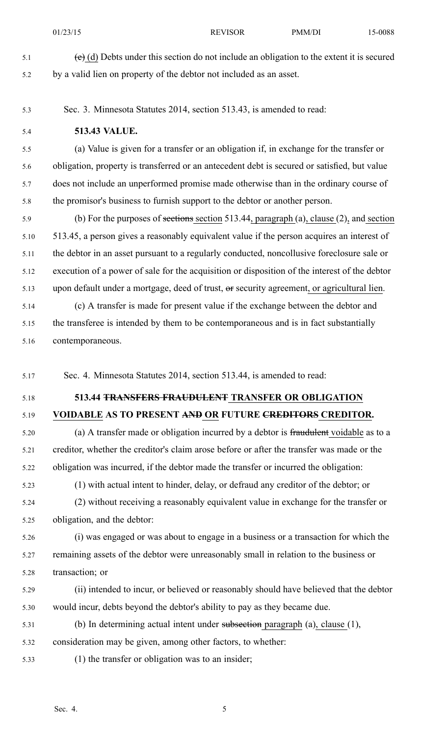~~(c)~~ (d) Debts under this section do not include an obligation to the extent it is secured by a valid lien on property of the debtor not included as an asset.

Sec. 3. Minnesota Statutes 2014, section 513.43, is amended to read:

**513.43 VALUE.**

(a) Value is given for a transfer or an obligation if, in exchange for the transfer or obligation, property is transferred or an antecedent debt is secured or satisfied, but value does not include an unperformed promise made otherwise than in the ordinary course of the promisor's business to furnish support to the debtor or another person.

(b) For the purposes of ~~sections~~ section 513.44, paragraph (a), clause (2), and section 513.45, a person gives a reasonably equivalent value if the person acquires an interest of the debtor in an asset pursuant to a regularly conducted, noncollusive foreclosure sale or execution of a power of sale for the acquisition or disposition of the interest of the debtor upon default under a mortgage, deed of trust, ~~or~~ security agreement, or agricultural lien.

(c) A transfer is made for present value if the exchange between the debtor and the transferee is intended by them to be contemporaneous and is in fact substantially contemporaneous.

Sec. 4. Minnesota Statutes 2014, section 513.44, is amended to read:

**513.44 ~~TRANSFERS FRAUDULENT~~ TRANSFER OR OBLIGATION VOIDABLE AS TO PRESENT ~~AND~~ OR FUTURE ~~CREDITORS~~ CREDITOR.**

(a) A transfer made or obligation incurred by a debtor is ~~fraudulent~~ voidable as to a creditor, whether the creditor's claim arose before or after the transfer was made or the obligation was incurred, if the debtor made the transfer or incurred the obligation:

(1) with actual intent to hinder, delay, or defraud any creditor of the debtor; or

(2) without receiving a reasonably equivalent value in exchange for the transfer or obligation, and the debtor:

(i) was engaged or was about to engage in a business or a transaction for which the remaining assets of the debtor were unreasonably small in relation to the business or transaction; or

(ii) intended to incur, or believed or reasonably should have believed that the debtor would incur, debts beyond the debtor's ability to pay as they became due.

(b) In determining actual intent under ~~subsection~~ paragraph (a), clause (1), consideration may be given, among other factors, to whether:

(1) the transfer or obligation was to an insider;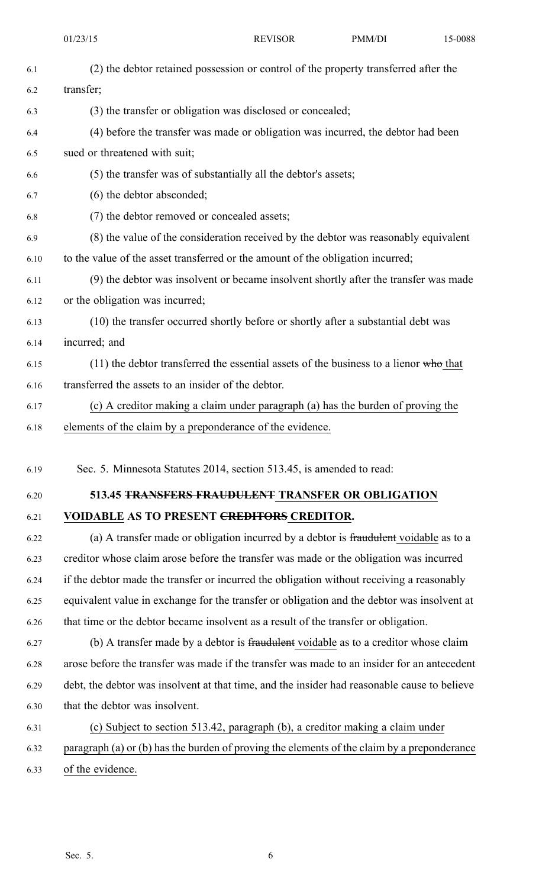(2) the debtor retained possession or control of the property transferred after the transfer;

(3) the transfer or obligation was disclosed or concealed;

(4) before the transfer was made or obligation was incurred, the debtor had been sued or threatened with suit;

(5) the transfer was of substantially all the debtor's assets;

(6) the debtor absconded;

(7) the debtor removed or concealed assets;

(8) the value of the consideration received by the debtor was reasonably equivalent to the value of the asset transferred or the amount of the obligation incurred;

(9) the debtor was insolvent or became insolvent shortly after the transfer was made or the obligation was incurred;

(10) the transfer occurred shortly before or shortly after a substantial debt was incurred; and

(11) the debtor transferred the essential assets of the business to a lienor ~~who~~ that transferred the assets to an insider of the debtor.

(c) A creditor making a claim under paragraph (a) has the burden of proving the elements of the claim by a preponderance of the evidence.

Sec. 5. Minnesota Statutes 2014, section 513.45, is amended to read:

**513.45 ~~TRANSFERS FRAUDULENT~~ TRANSFER OR OBLIGATION VOIDABLE AS TO PRESENT ~~CREDITORS~~ CREDITOR.**

(a) A transfer made or obligation incurred by a debtor is ~~fraudulent~~ voidable as to a creditor whose claim arose before the transfer was made or the obligation was incurred if the debtor made the transfer or incurred the obligation without receiving a reasonably equivalent value in exchange for the transfer or obligation and the debtor was insolvent at that time or the debtor became insolvent as a result of the transfer or obligation.

(b) A transfer made by a debtor is ~~fraudulent~~ voidable as to a creditor whose claim arose before the transfer was made if the transfer was made to an insider for an antecedent debt, the debtor was insolvent at that time, and the insider had reasonable cause to believe that the debtor was insolvent.

(c) Subject to section 513.42, paragraph (b), a creditor making a claim under paragraph (a) or (b) has the burden of proving the elements of the claim by a preponderance of the evidence.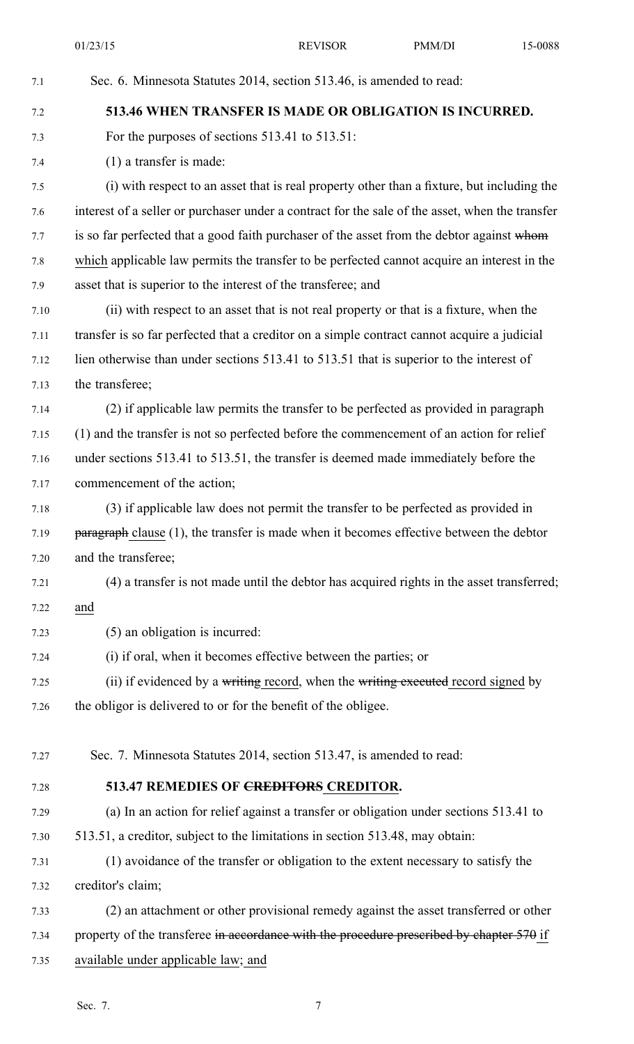Sec. 6. Minnesota Statutes 2014, section 513.46, is amended to read:

**513.46 WHEN TRANSFER IS MADE OR OBLIGATION IS INCURRED.**

For the purposes of sections 513.41 to 513.51:

(1) a transfer is made:

(i) with respect to an asset that is real property other than a fixture, but including the interest of a seller or purchaser under a contract for the sale of the asset, when the transfer is so far perfected that a good faith purchaser of the asset from the debtor against ~~whom~~ which applicable law permits the transfer to be perfected cannot acquire an interest in the asset that is superior to the interest of the transferee; and

(ii) with respect to an asset that is not real property or that is a fixture, when the transfer is so far perfected that a creditor on a simple contract cannot acquire a judicial lien otherwise than under sections 513.41 to 513.51 that is superior to the interest of the transferee;

(2) if applicable law permits the transfer to be perfected as provided in paragraph (1) and the transfer is not so perfected before the commencement of an action for relief under sections 513.41 to 513.51, the transfer is deemed made immediately before the commencement of the action;

(3) if applicable law does not permit the transfer to be perfected as provided in ~~paragraph~~ clause (1), the transfer is made when it becomes effective between the debtor and the transferee;

(4) a transfer is not made until the debtor has acquired rights in the asset transferred; and

(5) an obligation is incurred:

(i) if oral, when it becomes effective between the parties; or

(ii) if evidenced by a ~~writing~~ record, when the ~~writing executed~~ record signed by the obligor is delivered to or for the benefit of the obligee.

Sec. 7. Minnesota Statutes 2014, section 513.47, is amended to read:

**513.47 REMEDIES OF ~~CREDITORS~~ CREDITOR.**

(a) In an action for relief against a transfer or obligation under sections 513.41 to 513.51, a creditor, subject to the limitations in section 513.48, may obtain:

(1) avoidance of the transfer or obligation to the extent necessary to satisfy the creditor's claim;

(2) an attachment or other provisional remedy against the asset transferred or other property of the transferee ~~in accordance with the procedure prescribed by chapter 570~~ if available under applicable law; and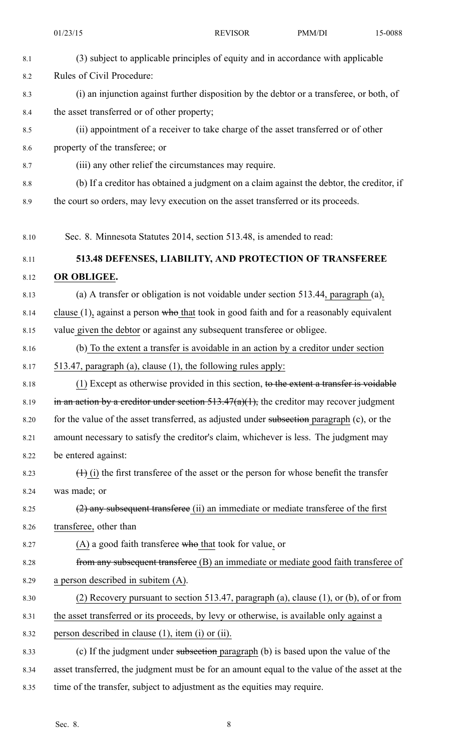(3) subject to applicable principles of equity and in accordance with applicable Rules of Civil Procedure:

(i) an injunction against further disposition by the debtor or a transferee, or both, of the asset transferred or of other property;

(ii) appointment of a receiver to take charge of the asset transferred or of other property of the transferee; or

(iii) any other relief the circumstances may require.

(b) If a creditor has obtained a judgment on a claim against the debtor, the creditor, if the court so orders, may levy execution on the asset transferred or its proceeds.

Sec. 8. Minnesota Statutes 2014, section 513.48, is amended to read:

**513.48 DEFENSES, LIABILITY, AND PROTECTION OF TRANSFEREE <u>OR OBLIGEE</u>.**

(a) A transfer or obligation is not voidable under section 513.44, <u>paragraph (a),</u> clause (1)<u>,</u> against a person ~~who~~ <u>that</u> took in good faith and for a reasonably equivalent value <u>given the debtor</u> or against any subsequent transferee <u>or obligee</u>.

<u>(b) To the extent a transfer is avoidable in an action by a creditor under section 513.47, paragraph (a), clause (1), the following rules apply:</u>

<u>(1)</u> Except as otherwise provided in this section, ~~to the extent a transfer is voidable in an action by a creditor under section 513.47(a)(1),~~ the creditor may recover judgment for the value of the asset transferred, as adjusted under ~~subsection~~ <u>paragraph</u> (c), or the amount necessary to satisfy the creditor's claim, whichever is less. The judgment may be entered against:

~~(1)~~ <u>(i)</u> the first transferee of the asset or the person for whose benefit the transfer was made; or

~~(2) any subsequent transferee~~ <u>(ii) an immediate or mediate transferee of the first transferee,</u> other than

<u>(A)</u> a good faith transferee ~~who~~ <u>that</u> took for value<u>,</u> or

~~from any subsequent transferee~~ <u>(B) an immediate or mediate good faith transferee of a person described in subitem (A).</u>

<u>(2) Recovery pursuant to section 513.47, paragraph (a), clause (1), or (b), of or from the asset transferred or its proceeds, by levy or otherwise, is available only against a person described in clause (1), item (i) or (ii).</u>

(c) If the judgment under ~~subsection~~ <u>paragraph</u> (b) is based upon the value of the asset transferred, the judgment must be for an amount equal to the value of the asset at the time of the transfer, subject to adjustment as the equities may require.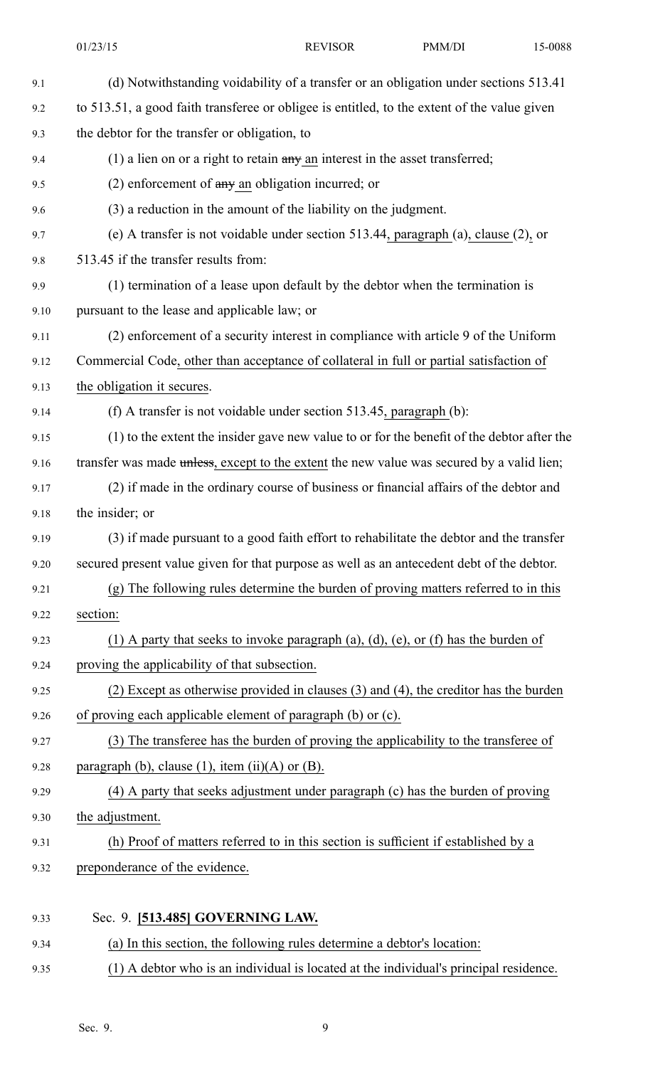(d) Notwithstanding voidability of a transfer or an obligation under sections 513.41 to 513.51, a good faith transferee or obligee is entitled, to the extent of the value given the debtor for the transfer or obligation, to

(1) a lien on or a right to retain ~~any~~ an interest in the asset transferred;

(2) enforcement of ~~any~~ an obligation incurred; or

(3) a reduction in the amount of the liability on the judgment.

(e) A transfer is not voidable under section 513.44, paragraph (a), clause (2), or 513.45 if the transfer results from:

(1) termination of a lease upon default by the debtor when the termination is pursuant to the lease and applicable law; or

(2) enforcement of a security interest in compliance with article 9 of the Uniform Commercial Code, other than acceptance of collateral in full or partial satisfaction of the obligation it secures.

(f) A transfer is not voidable under section 513.45, paragraph (b):

(1) to the extent the insider gave new value to or for the benefit of the debtor after the transfer was made ~~unless~~, except to the extent the new value was secured by a valid lien;

(2) if made in the ordinary course of business or financial affairs of the debtor and the insider; or

(3) if made pursuant to a good faith effort to rehabilitate the debtor and the transfer secured present value given for that purpose as well as an antecedent debt of the debtor.

(g) The following rules determine the burden of proving matters referred to in this section:

(1) A party that seeks to invoke paragraph (a), (d), (e), or (f) has the burden of proving the applicability of that subsection.

(2) Except as otherwise provided in clauses (3) and (4), the creditor has the burden of proving each applicable element of paragraph (b) or (c).

(3) The transferee has the burden of proving the applicability to the transferee of paragraph (b), clause (1), item (ii)(A) or (B).

(4) A party that seeks adjustment under paragraph (c) has the burden of proving the adjustment.

(h) Proof of matters referred to in this section is sufficient if established by a preponderance of the evidence.

Sec. 9. **[513.485] GOVERNING LAW.**

(a) In this section, the following rules determine a debtor's location:

(1) A debtor who is an individual is located at the individual's principal residence.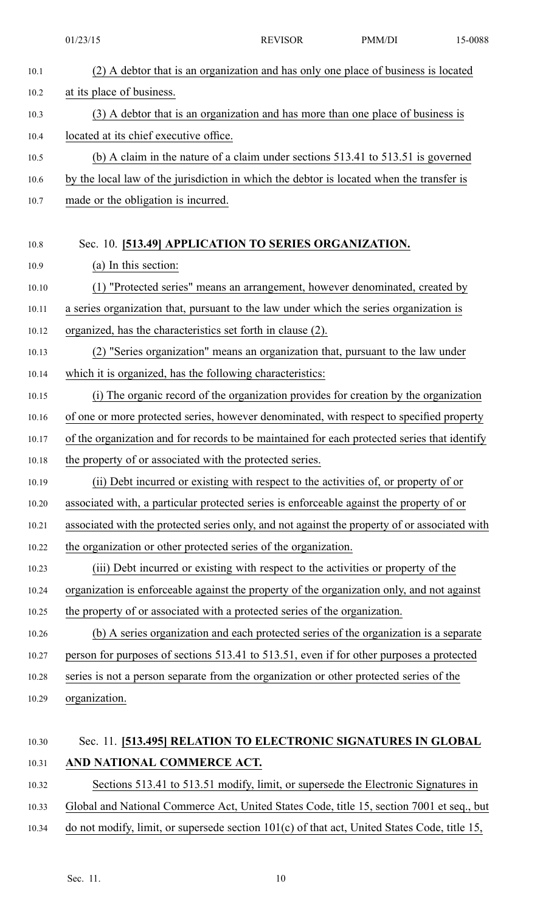(2) A debtor that is an organization and has only one place of business is located at its place of business.

(3) A debtor that is an organization and has more than one place of business is located at its chief executive office.

(b) A claim in the nature of a claim under sections 513.41 to 513.51 is governed by the local law of the jurisdiction in which the debtor is located when the transfer is made or the obligation is incurred.

Sec. 10. **[513.49] APPLICATION TO SERIES ORGANIZATION.**

(a) In this section:

(1) "Protected series" means an arrangement, however denominated, created by a series organization that, pursuant to the law under which the series organization is organized, has the characteristics set forth in clause (2).

(2) "Series organization" means an organization that, pursuant to the law under which it is organized, has the following characteristics:

(i) The organic record of the organization provides for creation by the organization of one or more protected series, however denominated, with respect to specified property of the organization and for records to be maintained for each protected series that identify the property of or associated with the protected series.

(ii) Debt incurred or existing with respect to the activities of, or property of or associated with, a particular protected series is enforceable against the property of or associated with the protected series only, and not against the property of or associated with the organization or other protected series of the organization.

(iii) Debt incurred or existing with respect to the activities or property of the organization is enforceable against the property of the organization only, and not against the property of or associated with a protected series of the organization.

(b) A series organization and each protected series of the organization is a separate person for purposes of sections 513.41 to 513.51, even if for other purposes a protected series is not a person separate from the organization or other protected series of the organization.

Sec. 11. **[513.495] RELATION TO ELECTRONIC SIGNATURES IN GLOBAL AND NATIONAL COMMERCE ACT.**

Sections 513.41 to 513.51 modify, limit, or supersede the Electronic Signatures in Global and National Commerce Act, United States Code, title 15, section 7001 et seq., but do not modify, limit, or supersede section 101(c) of that act, United States Code, title 15,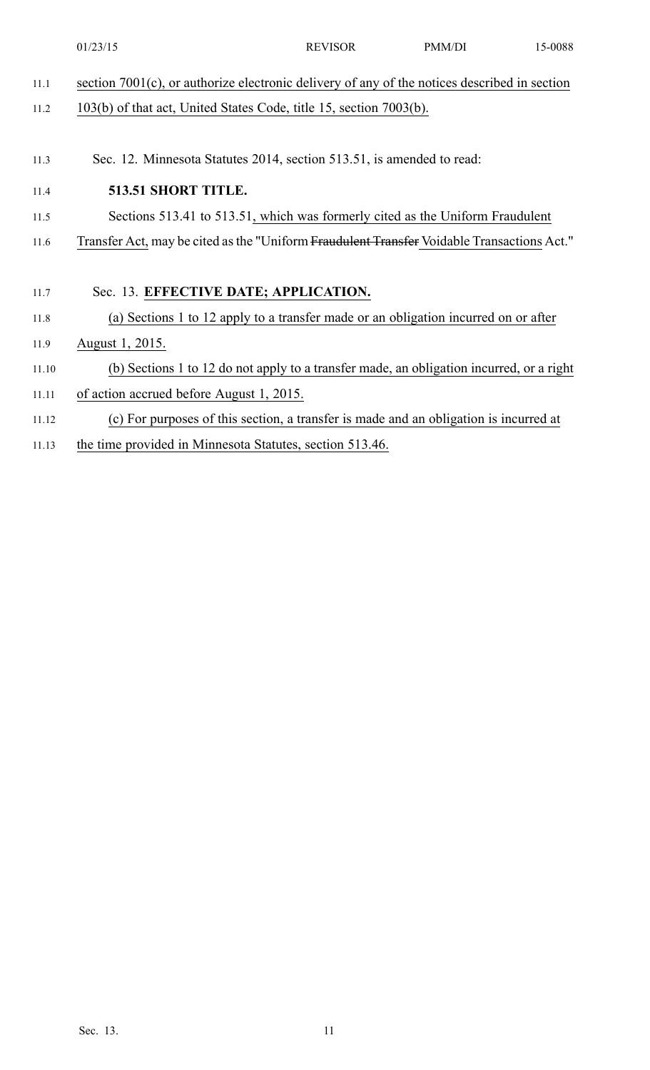section 7001(c), or authorize electronic delivery of any of the notices described in section 103(b) of that act, United States Code, title 15, section 7003(b).

Sec. 12. Minnesota Statutes 2014, section 513.51, is amended to read:

**513.51 SHORT TITLE.**

Sections 513.41 to 513.51, which was formerly cited as the Uniform Fraudulent Transfer Act, may be cited as the "Uniform ~~Fraudulent Transfer~~ Voidable Transactions Act."

Sec. 13. **EFFECTIVE DATE; APPLICATION.**

(a) Sections 1 to 12 apply to a transfer made or an obligation incurred on or after August 1, 2015.

(b) Sections 1 to 12 do not apply to a transfer made, an obligation incurred, or a right of action accrued before August 1, 2015.

(c) For purposes of this section, a transfer is made and an obligation is incurred at the time provided in Minnesota Statutes, section 513.46.